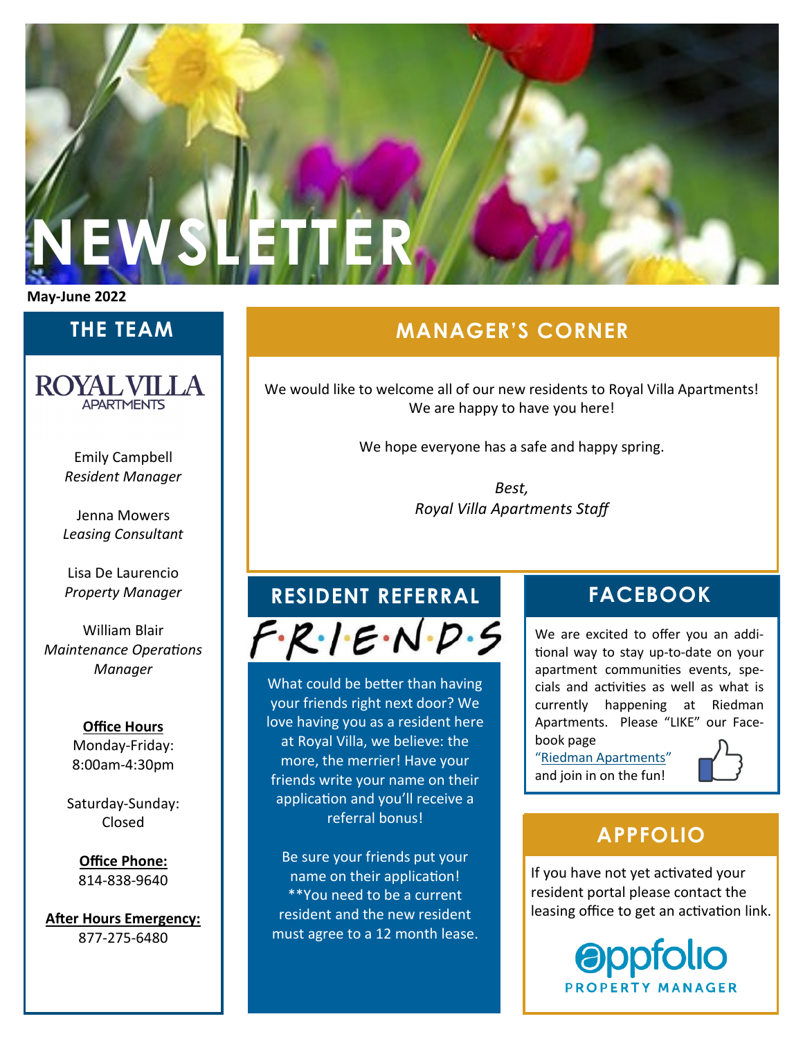# NEWSLETTER

**May-June 2022**

## THE TEAM

ROYAL VILLA APARTMENTS

Emily Campbell
*Resident Manager*

Jenna Mowers
*Leasing Consultant*

Lisa De Laurencio
*Property Manager*

William Blair
*Maintenance Operations Manager*

**Office Hours**
Monday-Friday:
8:00am-4:30pm

Saturday-Sunday:
Closed

**Office Phone:**
814-838-9640

**After Hours Emergency:**
877-275-6480

## MANAGER'S CORNER

We would like to welcome all of our new residents to Royal Villa Apartments! We are happy to have you here!

We hope everyone has a safe and happy spring.

*Best,*
*Royal Villa Apartments Staff*

## RESIDENT REFERRAL

F·R·I·E·N·D·S

What could be better than having your friends right next door? We love having you as a resident here at Royal Villa, we believe: the more, the merrier! Have your friends write your name on their application and you'll receive a referral bonus!

Be sure your friends put your name on their application! **You need to be a current resident and the new resident must agree to a 12 month lease.

## FACEBOOK

We are excited to offer you an additional way to stay up-to-date on your apartment communities events, specials and activities as well as what is currently happening at Riedman Apartments. Please "LIKE" our Facebook page "Riedman Apartments" and join in on the fun!

## APPFOLIO

If you have not yet activated your resident portal please contact the leasing office to get an activation link.

appfolio PROPERTY MANAGER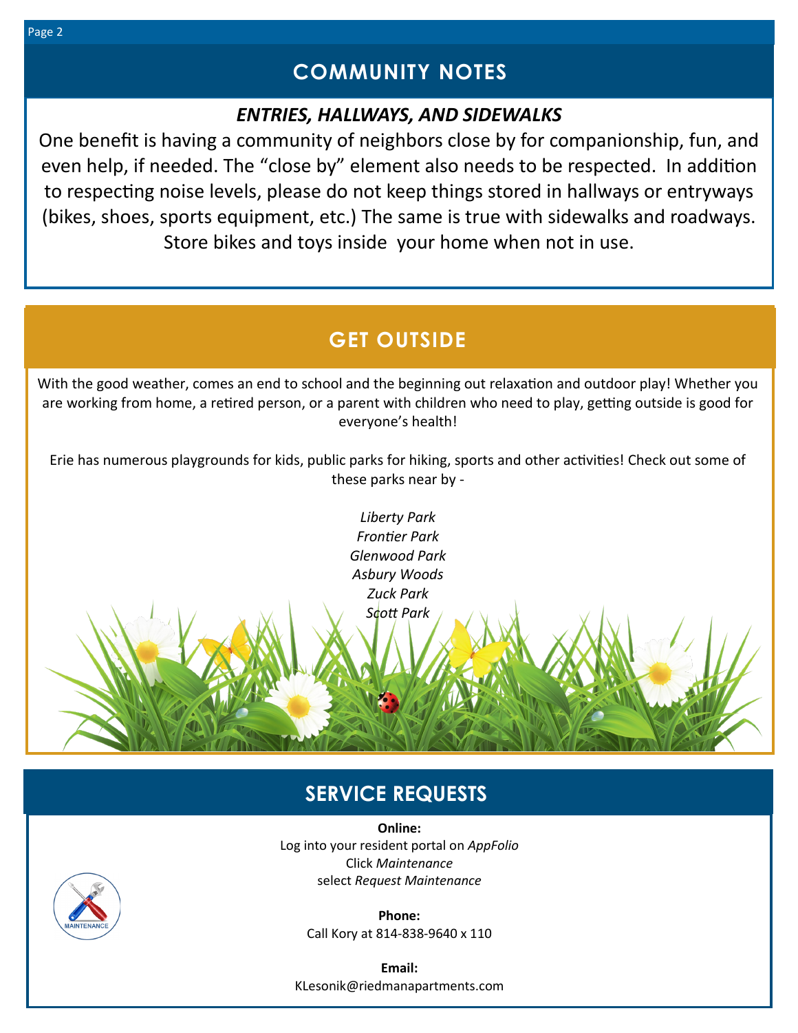## COMMUNITY NOTES

### *ENTRIES, HALLWAYS, AND SIDEWALKS*

One benefit is having a community of neighbors close by for companionship, fun, and even help, if needed. The "close by" element also needs to be respected. In addition to respecting noise levels, please do not keep things stored in hallways or entryways (bikes, shoes, sports equipment, etc.) The same is true with sidewalks and roadways. Store bikes and toys inside your home when not in use.

## GET OUTSIDE

With the good weather, comes an end to school and the beginning out relaxation and outdoor play! Whether you are working from home, a retired person, or a parent with children who need to play, getting outside is good for everyone's health!

Erie has numerous playgrounds for kids, public parks for hiking, sports and other activities! Check out some of these parks near by -

*Liberty Park*
*Frontier Park*
*Glenwood Park*
*Asbury Woods*
*Zuck Park*
*Scott Park*

## SERVICE REQUESTS

**Online:**
Log into your resident portal on *AppFolio*
Click *Maintenance*
select *Request Maintenance*

**Phone:**
Call Kory at 814-838-9640 x 110

**Email:**
KLesonik@riedmanapartments.com